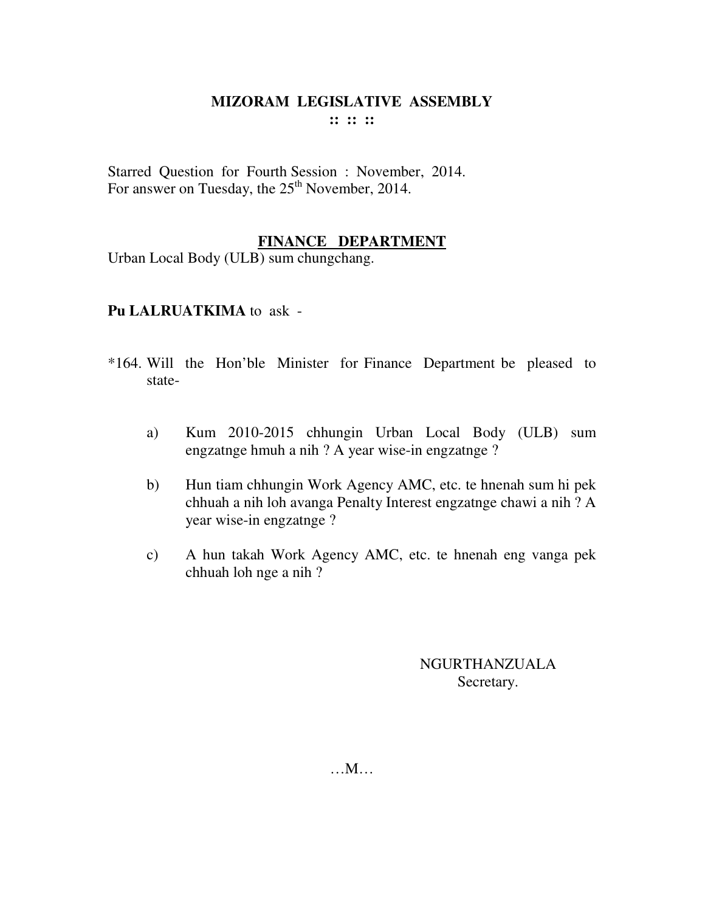# MIZORAM LEGISLATIVE ASSEMBLY

:: :: ::

Starred Question for Fourth Session : November, 2014.
For answer on Tuesday, the 25th November, 2014.

## FINANCE DEPARTMENT

Urban Local Body (ULB) sum chungchang.

**Pu LALRUATKIMA** to ask -

*164. Will the Hon'ble Minister for Finance Department be pleased to state-

a) Kum 2010-2015 chhungin Urban Local Body (ULB) sum engzatnge hmuh a nih ? A year wise-in engzatnge ?

b) Hun tiam chhungin Work Agency AMC, etc. te hnenah sum hi pek chhuah a nih loh avanga Penalty Interest engzatnge chawi a nih ? A year wise-in engzatnge ?

c) A hun takah Work Agency AMC, etc. te hnenah eng vanga pek chhuah loh nge a nih ?

NGURTHANZUALA
Secretary.

…M…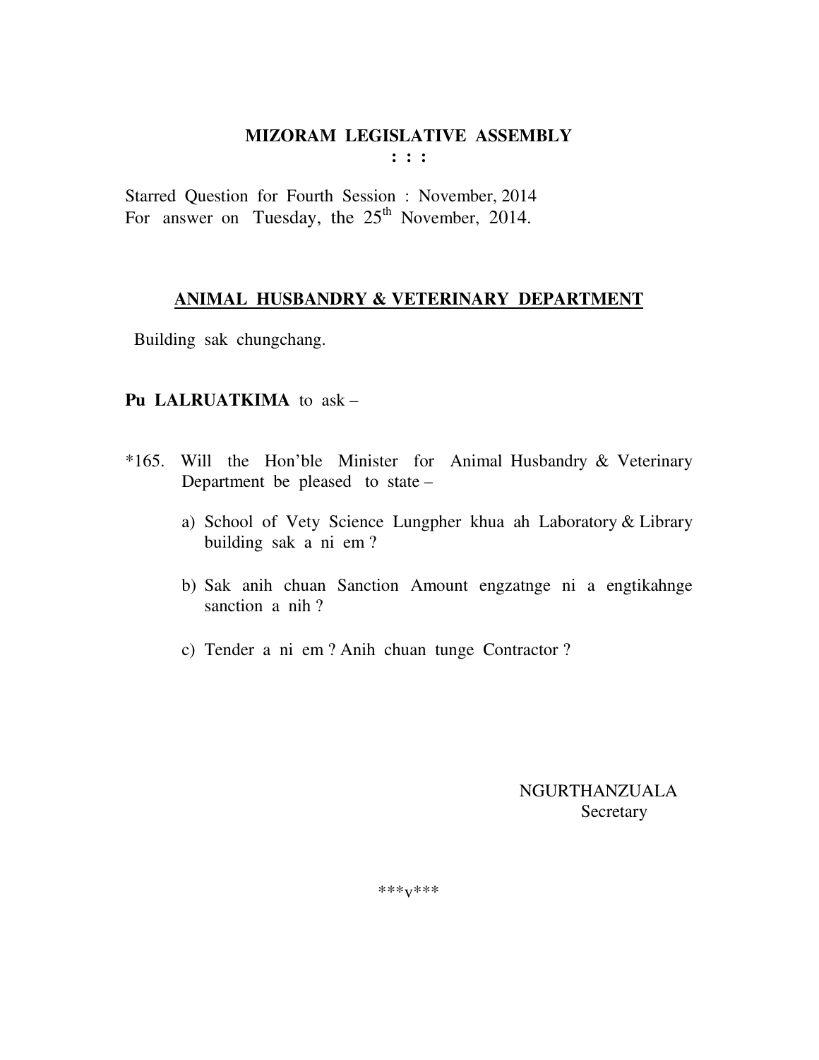# MIZORAM LEGISLATIVE ASSEMBLY

: : :

Starred Question for Fourth Session : November, 2014
For answer on Tuesday, the 25th November, 2014.

## ANIMAL HUSBANDRY & VETERINARY DEPARTMENT

Building sak chungchang.

**Pu LALRUATKIMA** to ask –

*165. Will the Hon'ble Minister for Animal Husbandry & Veterinary Department be pleased to state –

a) School of Vety Science Lungpher khua ah Laboratory & Library building sak a ni em ?

b) Sak anih chuan Sanction Amount engzatnge ni a engtikahnge sanction a nih ?

c) Tender a ni em ? Anih chuan tunge Contractor ?

NGURTHANZUALA
Secretary

***v***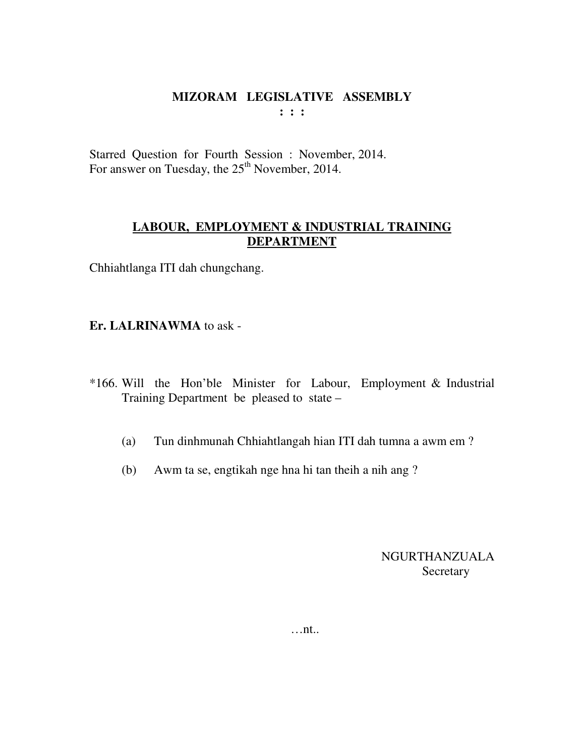# MIZORAM LEGISLATIVE ASSEMBLY

**: : :**

Starred Question for Fourth Session : November, 2014.
For answer on Tuesday, the 25th November, 2014.

## LABOUR, EMPLOYMENT & INDUSTRIAL TRAINING DEPARTMENT

Chhiahtlanga ITI dah chungchang.

**Er. LALRINAWMA** to ask -

*166. Will the Hon'ble Minister for Labour, Employment & Industrial Training Department be pleased to state –

(a) Tun dinhmunah Chhiahtlangah hian ITI dah tumna a awm em ?

(b) Awm ta se, engtikah nge hna hi tan theih a nih ang ?

NGURTHANZUALA
Secretary

…nt..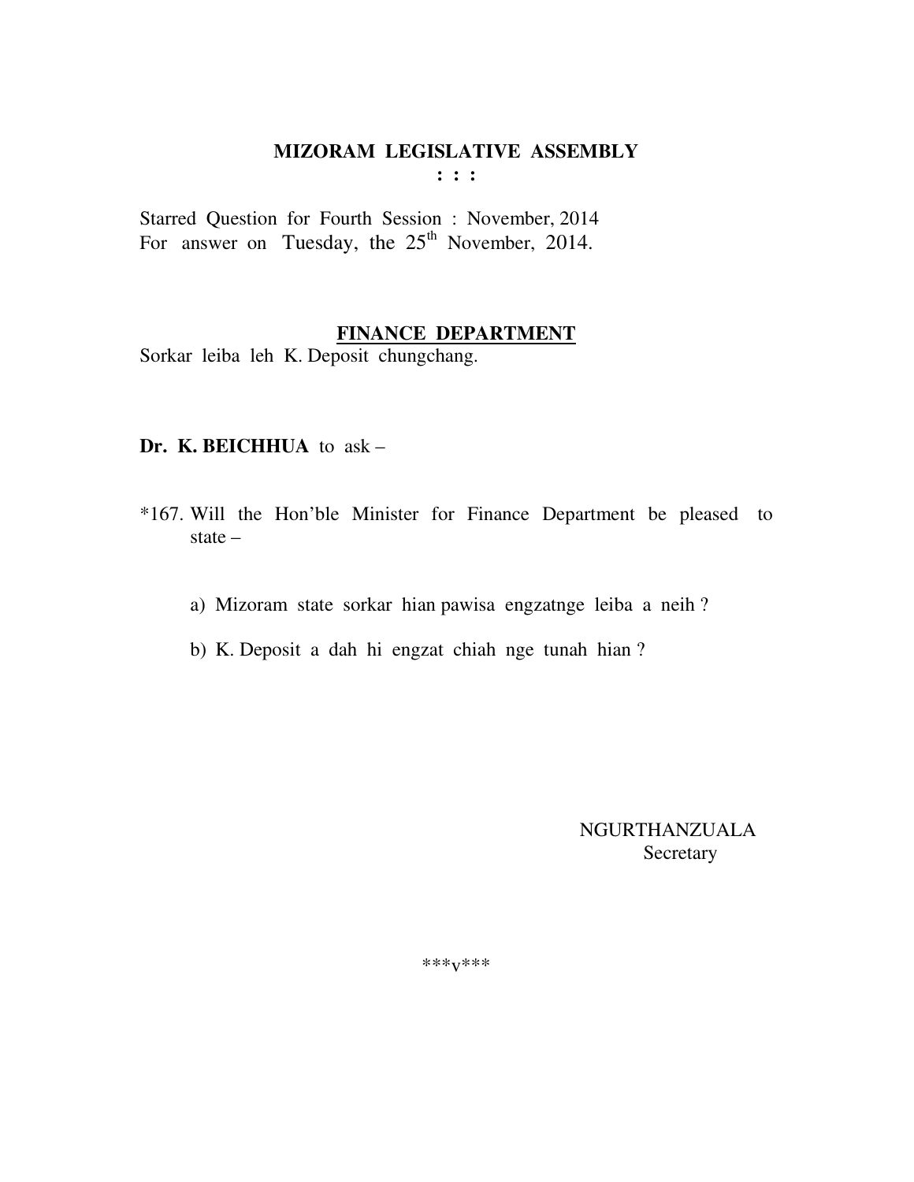# MIZORAM LEGISLATIVE ASSEMBLY

**: : :**

Starred Question for Fourth Session : November, 2014
For answer on Tuesday, the 25th November, 2014.

## FINANCE DEPARTMENT

Sorkar leiba leh K. Deposit chungchang.

**Dr. K. BEICHHUA** to ask –

*167. Will the Hon'ble Minister for Finance Department be pleased to state –

a) Mizoram state sorkar hian pawisa engzatnge leiba a neih ?

b) K. Deposit a dah hi engzat chiah nge tunah hian ?

NGURTHANZUALA
Secretary

***v***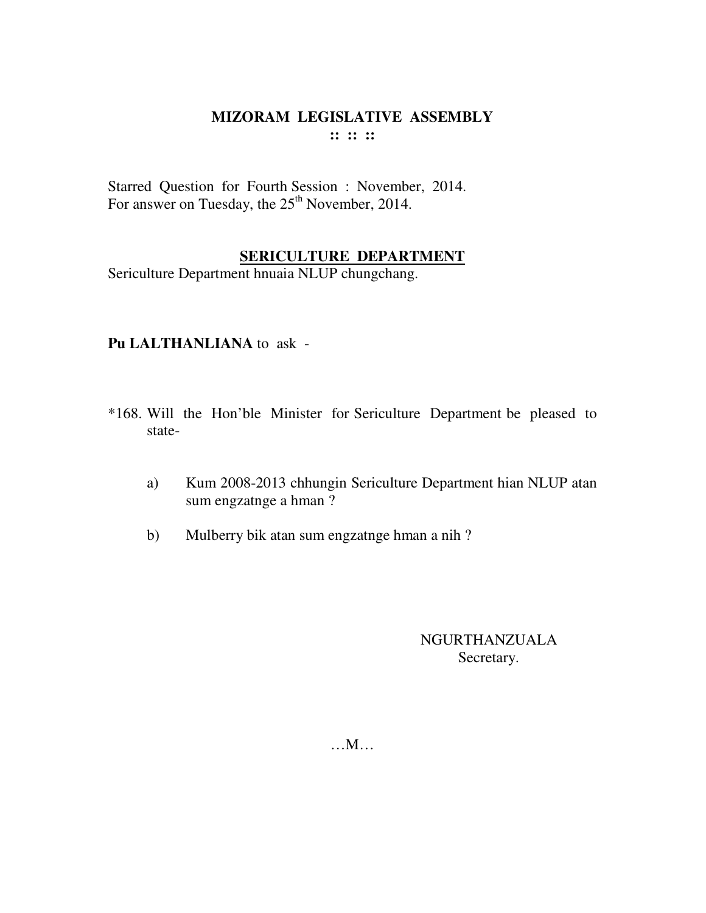# MIZORAM LEGISLATIVE ASSEMBLY

:: :: ::

Starred Question for Fourth Session : November, 2014.
For answer on Tuesday, the 25th November, 2014.

## SERICULTURE DEPARTMENT

Sericulture Department hnuaia NLUP chungchang.

**Pu LALTHANLIANA** to ask -

*168. Will the Hon'ble Minister for Sericulture Department be pleased to state-

a) Kum 2008-2013 chhungin Sericulture Department hian NLUP atan sum engzatnge a hman ?

b) Mulberry bik atan sum engzatnge hman a nih ?

NGURTHANZUALA
Secretary.

…M…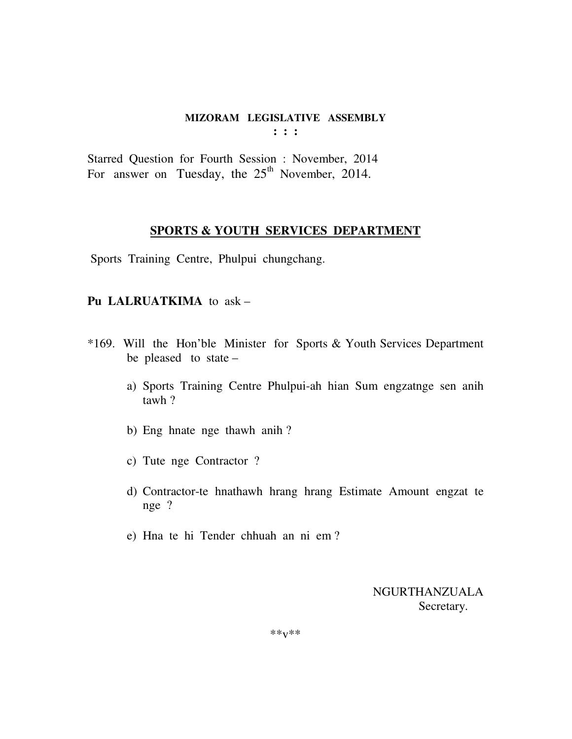**MIZORAM LEGISLATIVE ASSEMBLY**
**: : :**

Starred Question for Fourth Session : November, 2014
For answer on Tuesday, the 25th November, 2014.

## SPORTS & YOUTH SERVICES DEPARTMENT

Sports Training Centre, Phulpui chungchang.

**Pu LALRUATKIMA** to ask –

*169. Will the Hon'ble Minister for Sports & Youth Services Department be pleased to state –

a) Sports Training Centre Phulpui-ah hian Sum engzatnge sen anih tawh ?

b) Eng hnate nge thawh anih ?

c) Tute nge Contractor ?

d) Contractor-te hnathawh hrang hrang Estimate Amount engzat te nge ?

e) Hna te hi Tender chhuah an ni em ?

NGURTHANZUALA
Secretary.

**v**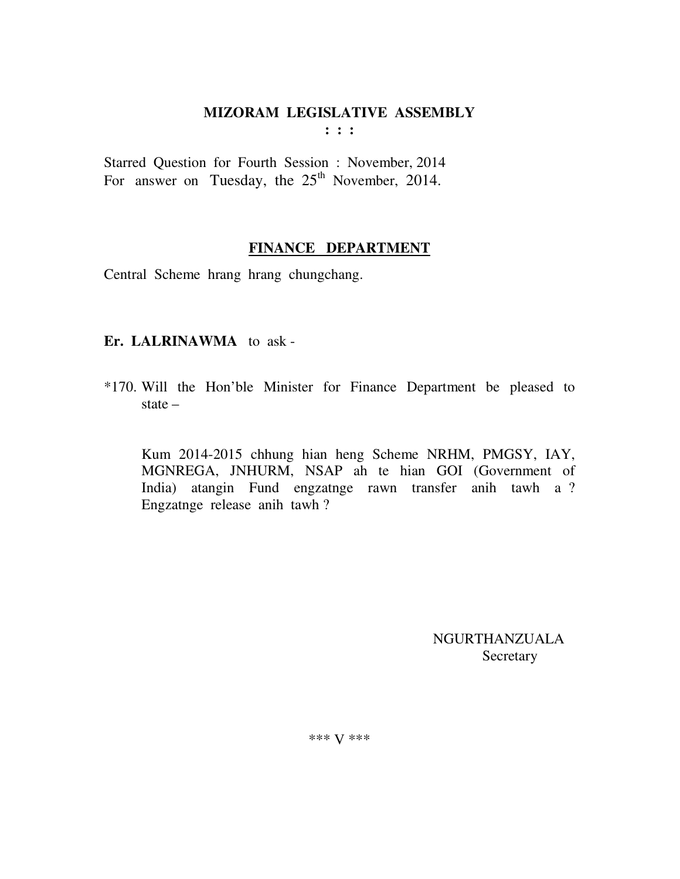**MIZORAM LEGISLATIVE ASSEMBLY**

**: : :**

Starred Question for Fourth Session : November, 2014
For answer on Tuesday, the 25th November, 2014.

**FINANCE DEPARTMENT**

Central Scheme hrang hrang chungchang.

**Er. LALRINAWMA** to ask -

*170. Will the Hon'ble Minister for Finance Department be pleased to state –

Kum 2014-2015 chhung hian heng Scheme NRHM, PMGSY, IAY, MGNREGA, JNHURM, NSAP ah te hian GOI (Government of India) atangin Fund engzatnge rawn transfer anih tawh a ? Engzatnge release anih tawh ?

NGURTHANZUALA
Secretary

*** V ***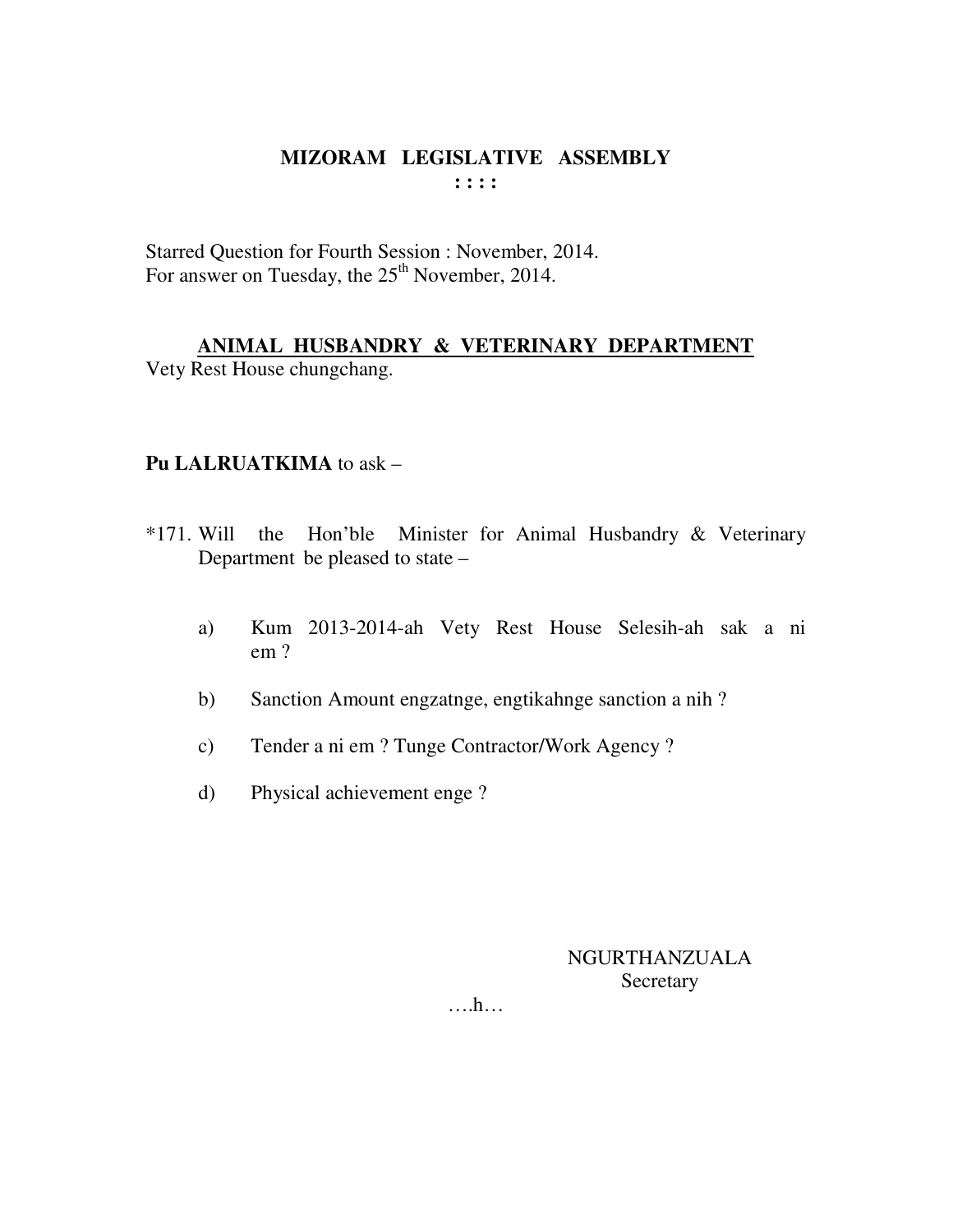# MIZORAM LEGISLATIVE ASSEMBLY

**: : : :**

Starred Question for Fourth Session : November, 2014.
For answer on Tuesday, the 25th November, 2014.

**ANIMAL HUSBANDRY & VETERINARY DEPARTMENT**

Vety Rest House chungchang.

**Pu LALRUATKIMA** to ask –

*171. Will the Hon'ble Minister for Animal Husbandry & Veterinary Department be pleased to state –

a) Kum 2013-2014-ah Vety Rest House Selesih-ah sak a ni em ?

b) Sanction Amount engzatnge, engtikahnge sanction a nih ?

c) Tender a ni em ? Tunge Contractor/Work Agency ?

d) Physical achievement enge ?

NGURTHANZUALA
Secretary

….h…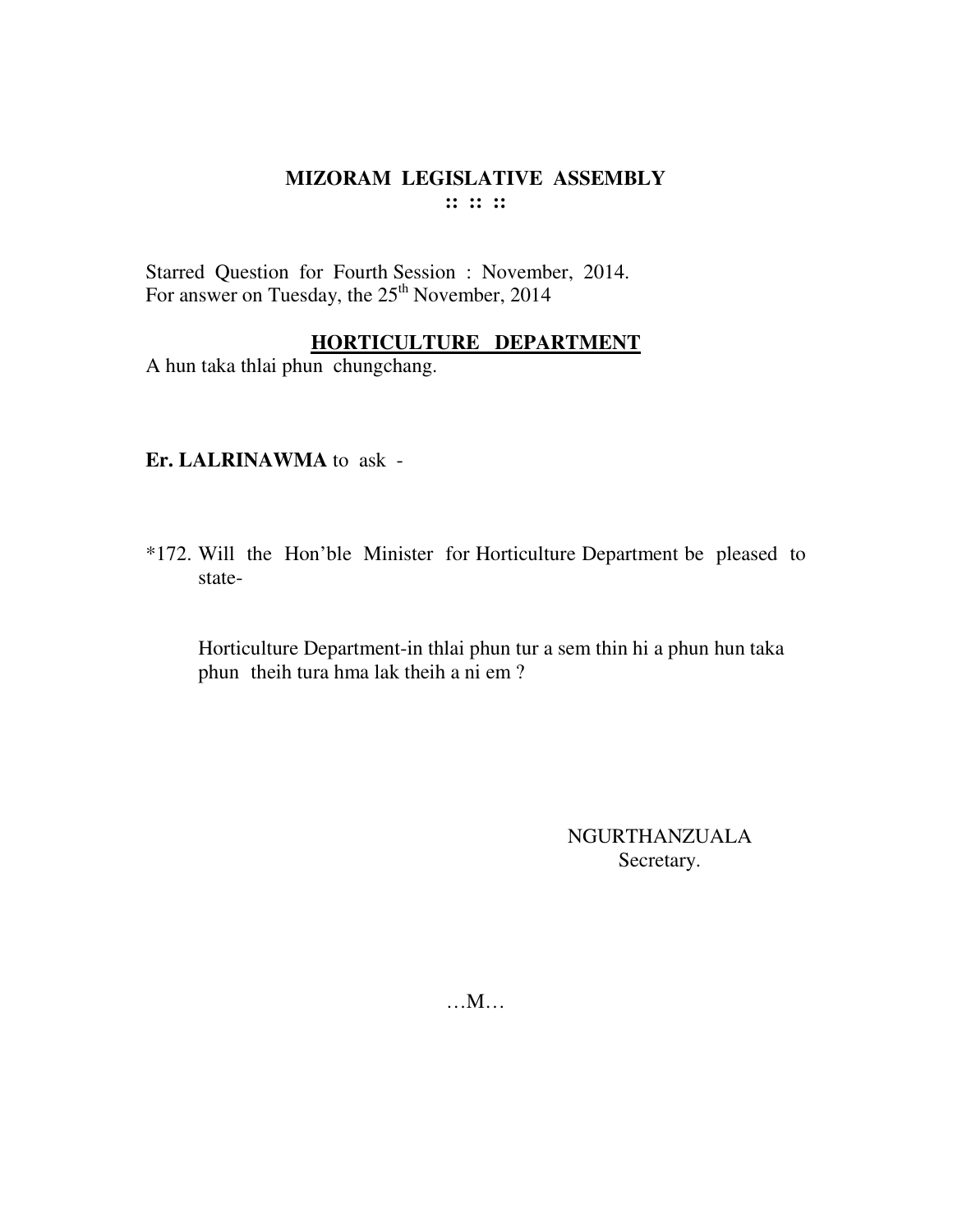# MIZORAM LEGISLATIVE ASSEMBLY

**:: :: ::**

Starred Question for Fourth Session : November, 2014.
For answer on Tuesday, the 25th November, 2014

## HORTICULTURE DEPARTMENT

A hun taka thlai phun chungchang.

**Er. LALRINAWMA** to ask -

*172. Will the Hon'ble Minister for Horticulture Department be pleased to state-

Horticulture Department-in thlai phun tur a sem thin hi a phun hun taka phun theih tura hma lak theih a ni em ?

NGURTHANZUALA
Secretary.

…M…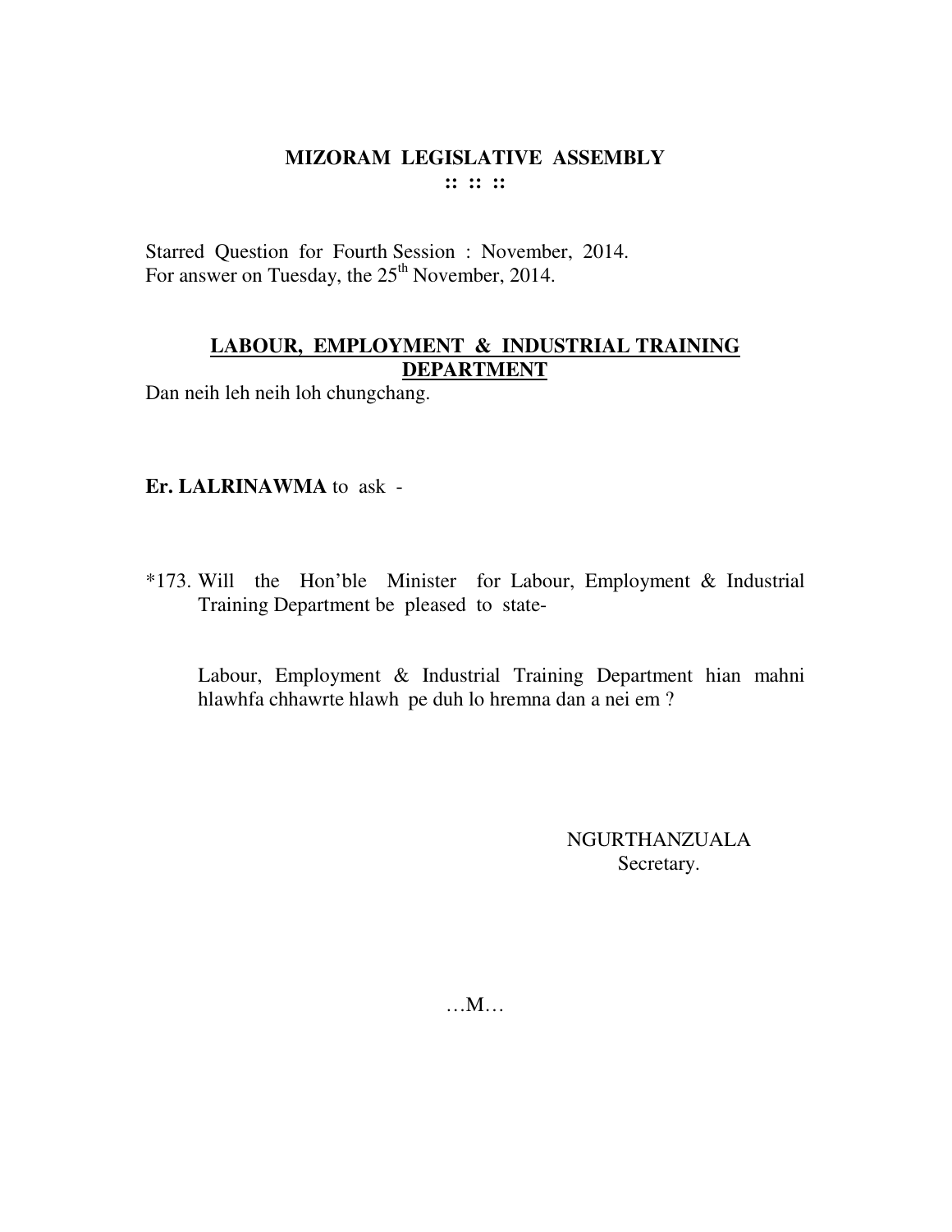# MIZORAM LEGISLATIVE ASSEMBLY

:: :: ::

Starred Question for Fourth Session : November, 2014.
For answer on Tuesday, the 25th November, 2014.

## LABOUR, EMPLOYMENT & INDUSTRIAL TRAINING DEPARTMENT

Dan neih leh neih loh chungchang.

**Er. LALRINAWMA** to ask -

*173. Will the Hon'ble Minister for Labour, Employment & Industrial Training Department be pleased to state-

Labour, Employment & Industrial Training Department hian mahni hlawhfa chhawrte hlawh pe duh lo hremna dan a nei em ?

NGURTHANZUALA
Secretary.

…M…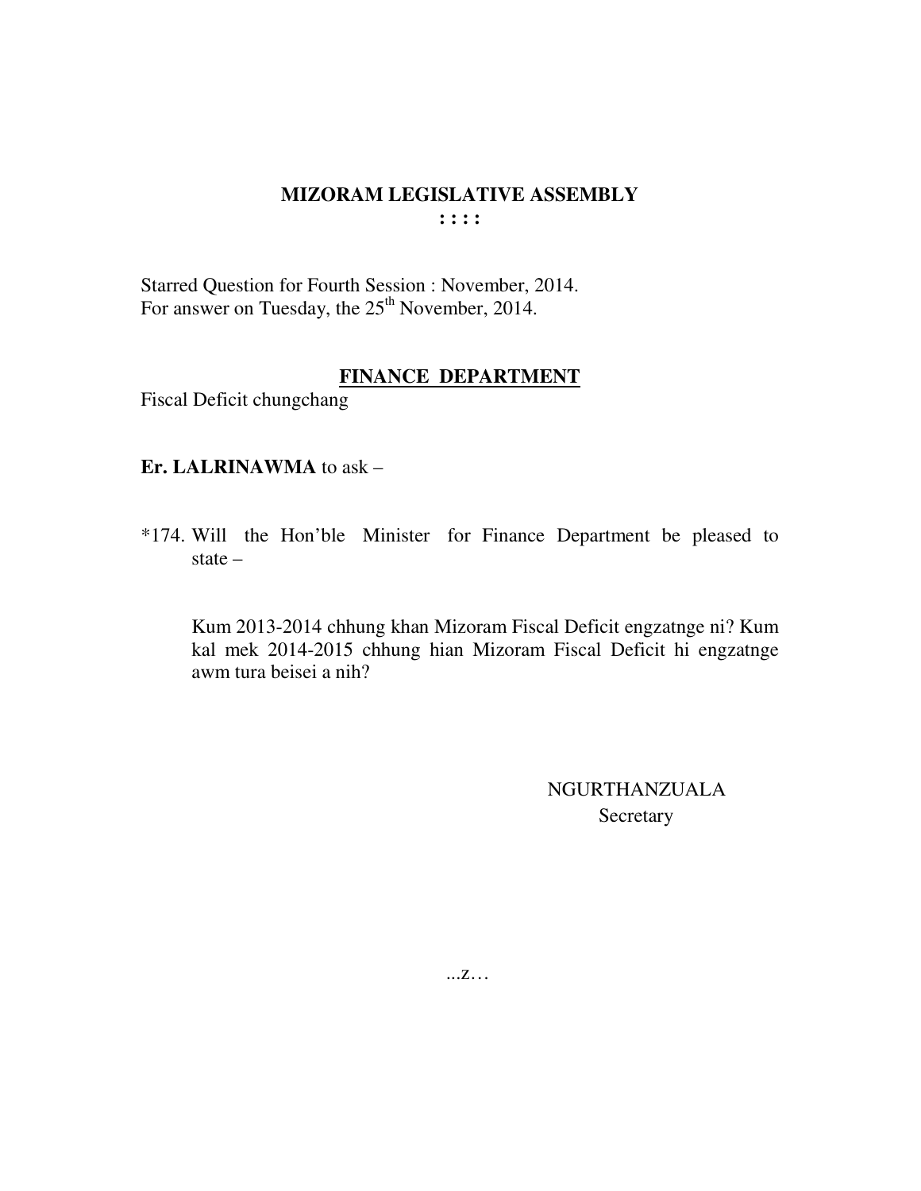# MIZORAM LEGISLATIVE ASSEMBLY

**: : : :**

Starred Question for Fourth Session : November, 2014.
For answer on Tuesday, the 25th November, 2014.

## FINANCE DEPARTMENT

Fiscal Deficit chungchang

**Er. LALRINAWMA** to ask –

*174. Will the Hon'ble Minister for Finance Department be pleased to state –

Kum 2013-2014 chhung khan Mizoram Fiscal Deficit engzatnge ni? Kum kal mek 2014-2015 chhung hian Mizoram Fiscal Deficit hi engzatnge awm tura beisei a nih?

NGURTHANZUALA
Secretary

...z…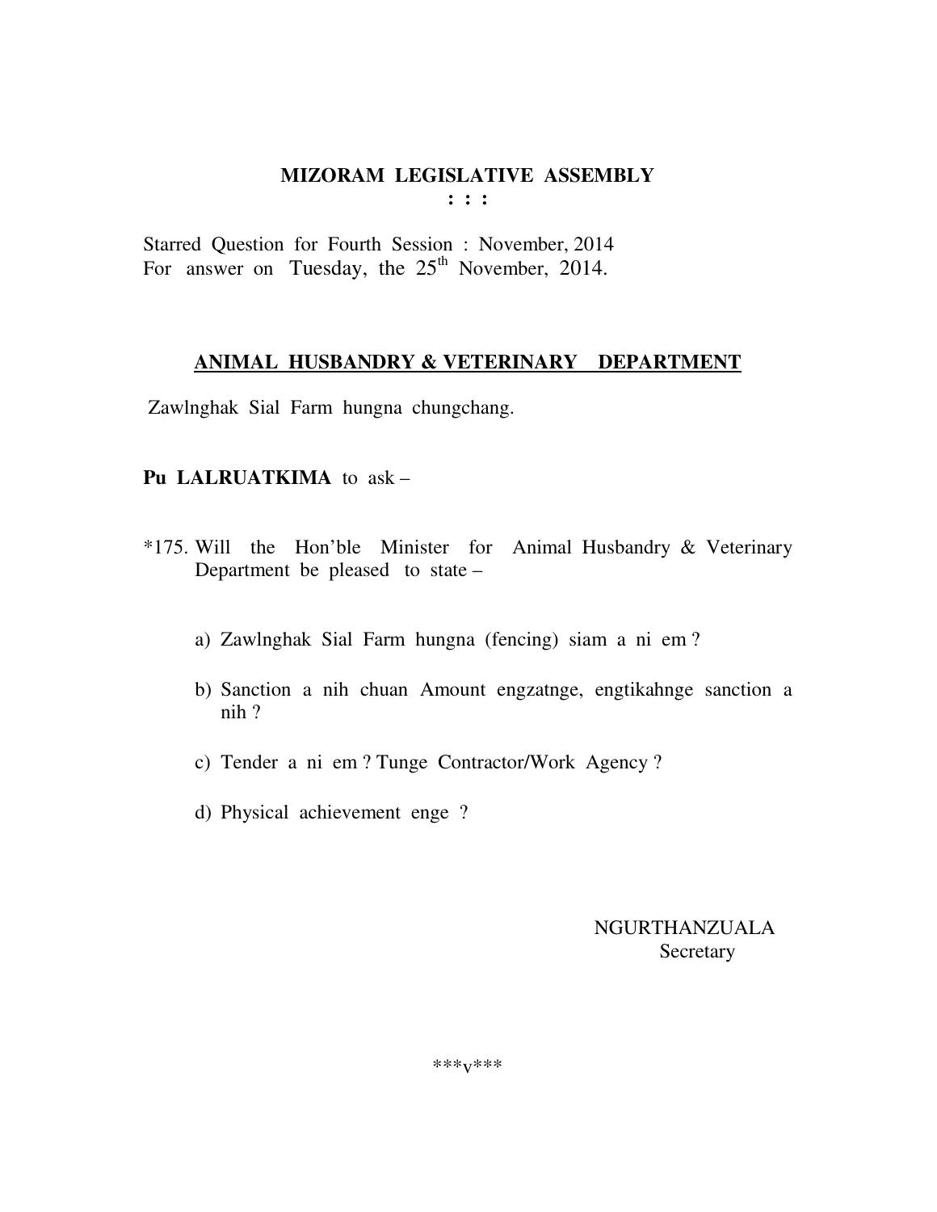# MIZORAM LEGISLATIVE ASSEMBLY

: : :

Starred Question for Fourth Session : November, 2014
For answer on Tuesday, the 25th November, 2014.

## ANIMAL HUSBANDRY & VETERINARY DEPARTMENT

Zawlnghak Sial Farm hungna chungchang.

**Pu LALRUATKIMA** to ask –

*175. Will the Hon'ble Minister for Animal Husbandry & Veterinary Department be pleased to state –

a) Zawlnghak Sial Farm hungna (fencing) siam a ni em ?

b) Sanction a nih chuan Amount engzatnge, engtikahnge sanction a nih ?

c) Tender a ni em ? Tunge Contractor/Work Agency ?

d) Physical achievement enge ?

NGURTHANZUALA
Secretary

***v***